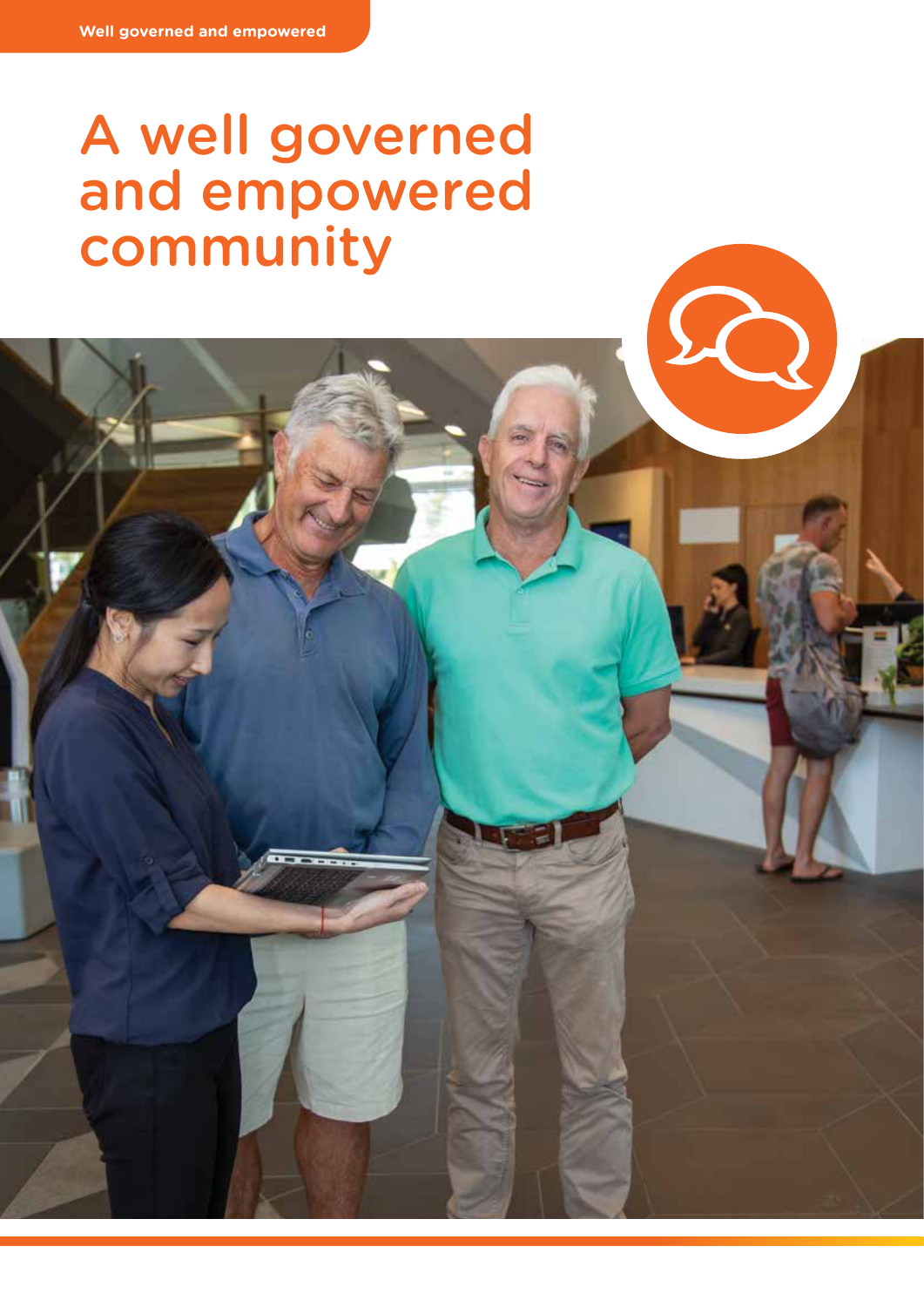# A well governed and empowered community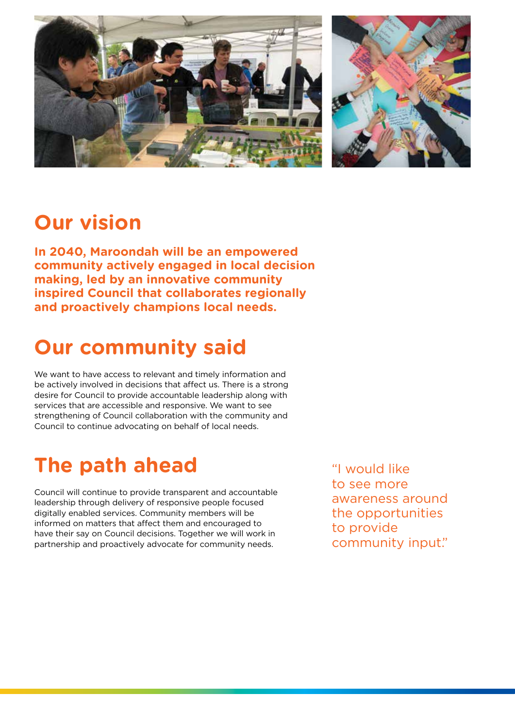## Our vision

**In 2040, Maroondah will be an empowered community actively engaged in local decision making, led by an innovative community inspired Council that collaborates regionally and proactively champions local needs.**

## Our community said

We want to have access to relevant and timely information and be actively involved in decisions that affect us. There is a strong desire for Council to provide accountable leadership along with services that are accessible and responsive. We want to see strengthening of Council collaboration with the community and Council to continue advocating on behalf of local needs.

## The path ahead

Council will continue to provide transparent and accountable leadership through delivery of responsive people focused digitally enabled services. Community members will be informed on matters that affect them and encouraged to have their say on Council decisions. Together we will work in partnership and proactively advocate for community needs.

"I would like to see more awareness around the opportunities to provide community input."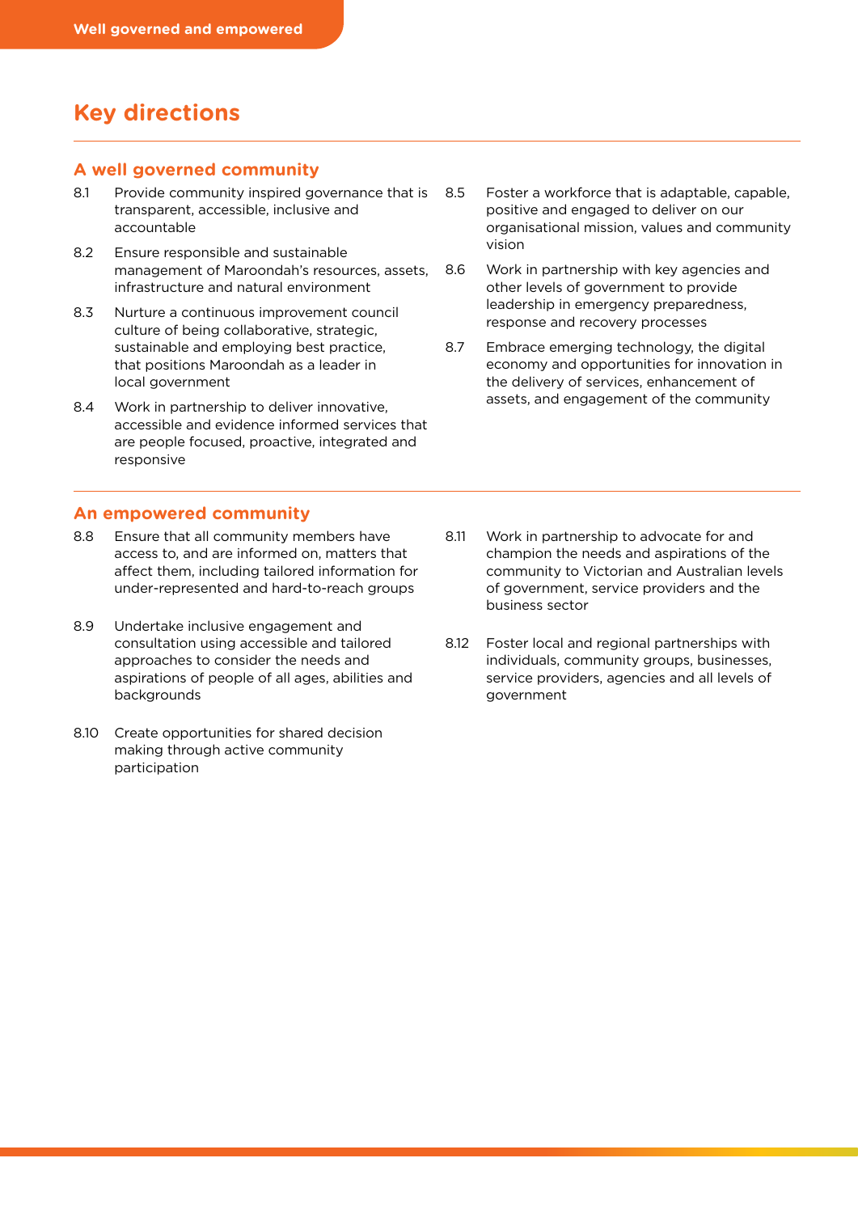## Key directions

### A well governed community

- 8.1 Provide community inspired governance that is transparent, accessible, inclusive and accountable
- 8.2 Ensure responsible and sustainable management of Maroondah's resources, assets, infrastructure and natural environment
- 8.3 Nurture a continuous improvement council culture of being collaborative, strategic, sustainable and employing best practice, that positions Maroondah as a leader in local government
- 8.4 Work in partnership to deliver innovative, accessible and evidence informed services that are people focused, proactive, integrated and responsive
- 8.5 Foster a workforce that is adaptable, capable, positive and engaged to deliver on our organisational mission, values and community vision
- 8.6 Work in partnership with key agencies and other levels of government to provide leadership in emergency preparedness, response and recovery processes
- 8.7 Embrace emerging technology, the digital economy and opportunities for innovation in the delivery of services, enhancement of assets, and engagement of the community

### An empowered community

- 8.8 Ensure that all community members have access to, and are informed on, matters that affect them, including tailored information for under-represented and hard-to-reach groups
- 8.9 Undertake inclusive engagement and consultation using accessible and tailored approaches to consider the needs and aspirations of people of all ages, abilities and backgrounds
- 8.10 Create opportunities for shared decision making through active community participation
- 8.11 Work in partnership to advocate for and champion the needs and aspirations of the community to Victorian and Australian levels of government, service providers and the business sector
- 8.12 Foster local and regional partnerships with individuals, community groups, businesses, service providers, agencies and all levels of government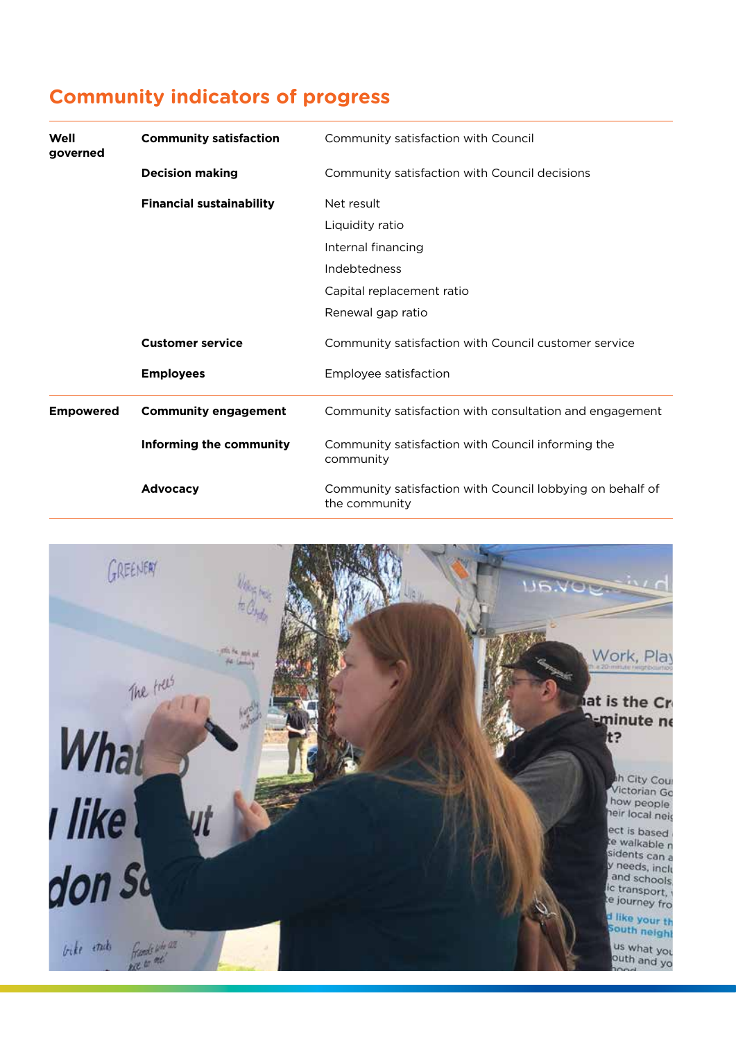## Community indicators of progress

| | | |
|---|---|---|
| **Well governed** | **Community satisfaction** | Community satisfaction with Council |
| | **Decision making** | Community satisfaction with Council decisions |
| | **Financial sustainability** | Net result |
| | | Liquidity ratio |
| | | Internal financing |
| | | Indebtedness |
| | | Capital replacement ratio |
| | | Renewal gap ratio |
| | **Customer service** | Community satisfaction with Council customer service |
| | **Employees** | Employee satisfaction |
| **Empowered** | **Community engagement** | Community satisfaction with consultation and engagement |
| | **Informing the community** | Community satisfaction with Council informing the community |
| | **Advocacy** | Community satisfaction with Council lobbying on behalf of the community |